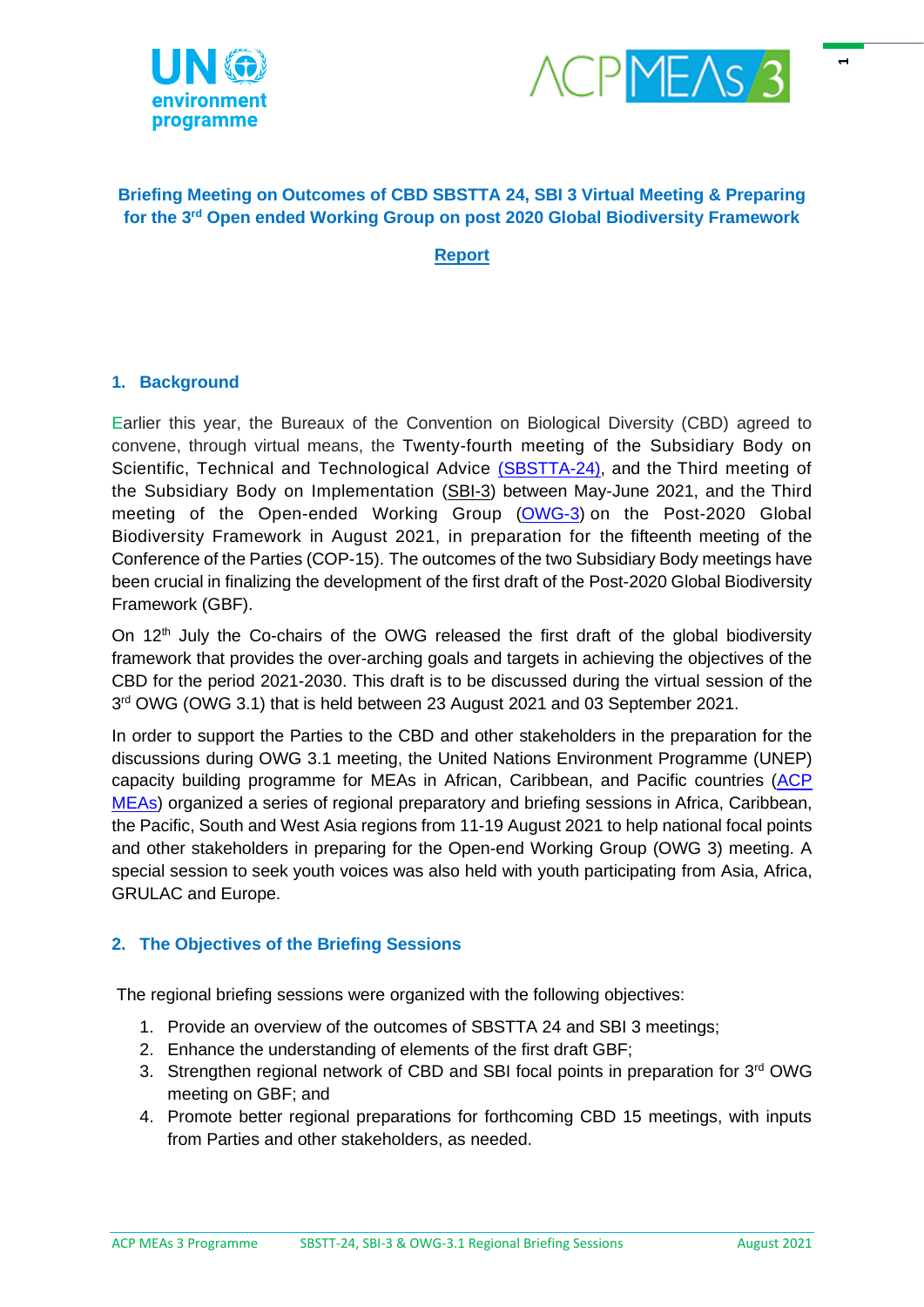**Briefing Meeting on Outcomes of CBD SBSTTA 24, SBI 3 Virtual Meeting & Preparing for the 3rd Open ended Working Group on post 2020 Global Biodiversity Framework**

**Report**

## 1. Background

Earlier this year, the Bureaux of the Convention on Biological Diversity (CBD) agreed to convene, through virtual means, the Twenty-fourth meeting of the Subsidiary Body on Scientific, Technical and Technological Advice (SBSTTA-24), and the Third meeting of the Subsidiary Body on Implementation (SBI-3) between May-June 2021, and the Third meeting of the Open-ended Working Group (OWG-3) on the Post-2020 Global Biodiversity Framework in August 2021, in preparation for the fifteenth meeting of the Conference of the Parties (COP-15). The outcomes of the two Subsidiary Body meetings have been crucial in finalizing the development of the first draft of the Post-2020 Global Biodiversity Framework (GBF).

On 12th July the Co-chairs of the OWG released the first draft of the global biodiversity framework that provides the over-arching goals and targets in achieving the objectives of the CBD for the period 2021-2030. This draft is to be discussed during the virtual session of the 3rd OWG (OWG 3.1) that is held between 23 August 2021 and 03 September 2021.

In order to support the Parties to the CBD and other stakeholders in the preparation for the discussions during OWG 3.1 meeting, the United Nations Environment Programme (UNEP) capacity building programme for MEAs in African, Caribbean, and Pacific countries (ACP MEAs) organized a series of regional preparatory and briefing sessions in Africa, Caribbean, the Pacific, South and West Asia regions from 11-19 August 2021 to help national focal points and other stakeholders in preparing for the Open-end Working Group (OWG 3) meeting. A special session to seek youth voices was also held with youth participating from Asia, Africa, GRULAC and Europe.

## 2. The Objectives of the Briefing Sessions

The regional briefing sessions were organized with the following objectives:

1. Provide an overview of the outcomes of SBSTTA 24 and SBI 3 meetings;
2. Enhance the understanding of elements of the first draft GBF;
3. Strengthen regional network of CBD and SBI focal points in preparation for 3rd OWG meeting on GBF; and
4. Promote better regional preparations for forthcoming CBD 15 meetings, with inputs from Parties and other stakeholders, as needed.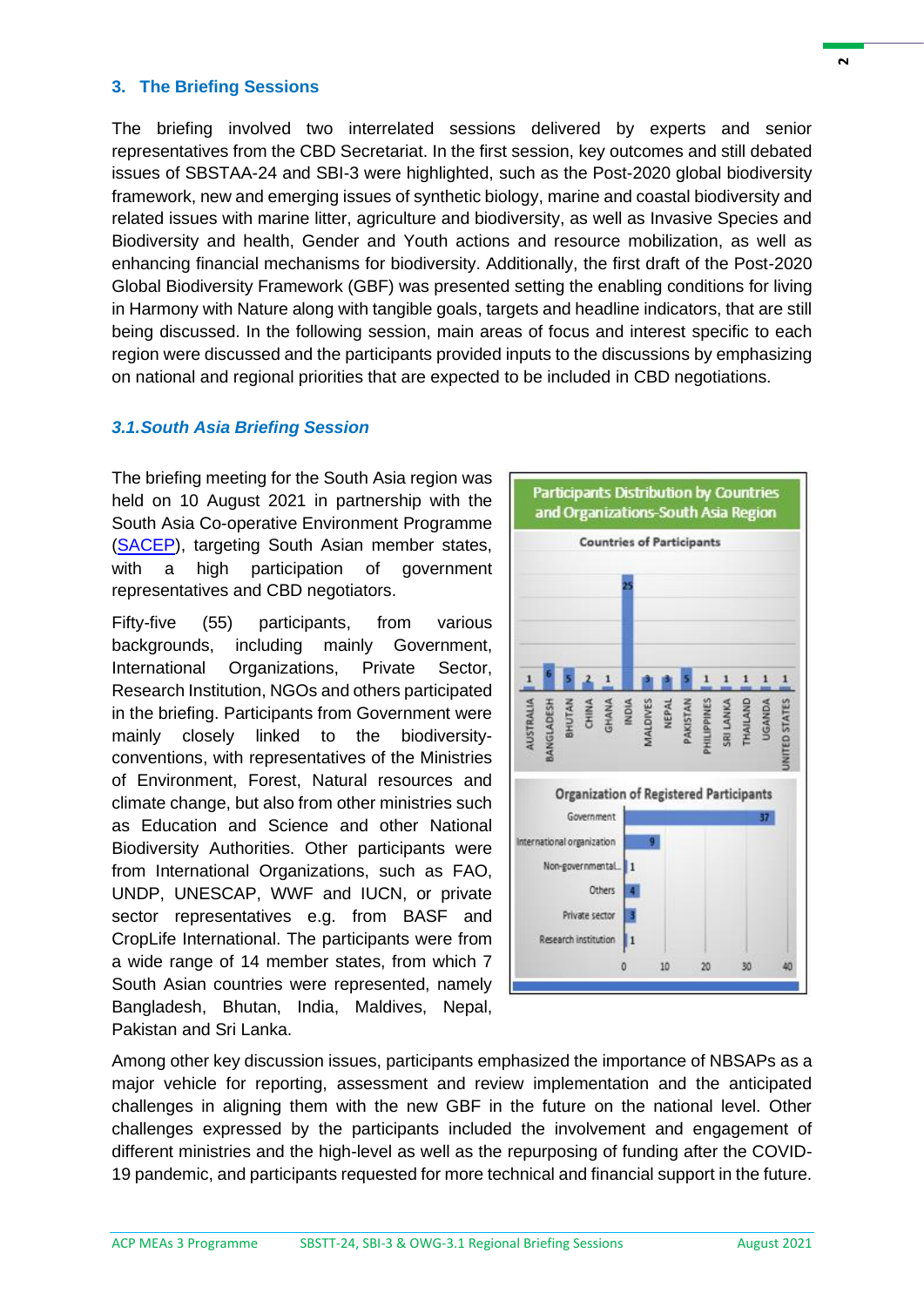## 3. The Briefing Sessions

The briefing involved two interrelated sessions delivered by experts and senior representatives from the CBD Secretariat. In the first session, key outcomes and still debated issues of SBSTAA-24 and SBI-3 were highlighted, such as the Post-2020 global biodiversity framework, new and emerging issues of synthetic biology, marine and coastal biodiversity and related issues with marine litter, agriculture and biodiversity, as well as Invasive Species and Biodiversity and health, Gender and Youth actions and resource mobilization, as well as enhancing financial mechanisms for biodiversity. Additionally, the first draft of the Post-2020 Global Biodiversity Framework (GBF) was presented setting the enabling conditions for living in Harmony with Nature along with tangible goals, targets and headline indicators, that are still being discussed. In the following session, main areas of focus and interest specific to each region were discussed and the participants provided inputs to the discussions by emphasizing on national and regional priorities that are expected to be included in CBD negotiations.

### *3.1. South Asia Briefing Session*

The briefing meeting for the South Asia region was held on 10 August 2021 in partnership with the South Asia Co-operative Environment Programme (SACEP), targeting South Asian member states, with a high participation of government representatives and CBD negotiators.

Fifty-five (55) participants, from various backgrounds, including mainly Government, International Organizations, Private Sector, Research Institution, NGOs and others participated in the briefing. Participants from Government were mainly closely linked to the biodiversity-conventions, with representatives of the Ministries of Environment, Forest, Natural resources and climate change, but also from other ministries such as Education and Science and other National Biodiversity Authorities. Other participants were from International Organizations, such as FAO, UNDP, UNESCAP, WWF and IUCN, or private sector representatives e.g. from BASF and CropLife International. The participants were from a wide range of 14 member states, from which 7 South Asian countries were represented, namely Bangladesh, Bhutan, India, Maldives, Nepal, Pakistan and Sri Lanka.

**Participants Distribution by Countries and Organizations-South Asia Region**

Countries of Participants

| Country | Participants |
|---|---|
| AUSTRALIA | 1 |
| BANGLADESH | 6 |
| BHUTAN | 5 |
| CHINA | 2 |
| GHANA | 1 |
| INDIA | 25 |
| MALDIVES | 3 |
| NEPAL | 3 |
| PAKISTAN | 5 |
| PHILIPPINES | 1 |
| SRI LANKA | 1 |
| THAILAND | 1 |
| UGANDA | 1 |
| UNITED STATES | 1 |

Organization of Registered Participants

| Organization | Participants |
|---|---|
| Government | 37 |
| International organization | 9 |
| Non-governmental... | 1 |
| Others | 4 |
| Private sector | 3 |
| Research institution | 1 |

Among other key discussion issues, participants emphasized the importance of NBSAPs as a major vehicle for reporting, assessment and review implementation and the anticipated challenges in aligning them with the new GBF in the future on the national level. Other challenges expressed by the participants included the involvement and engagement of different ministries and the high-level as well as the repurposing of funding after the COVID-19 pandemic, and participants requested for more technical and financial support in the future.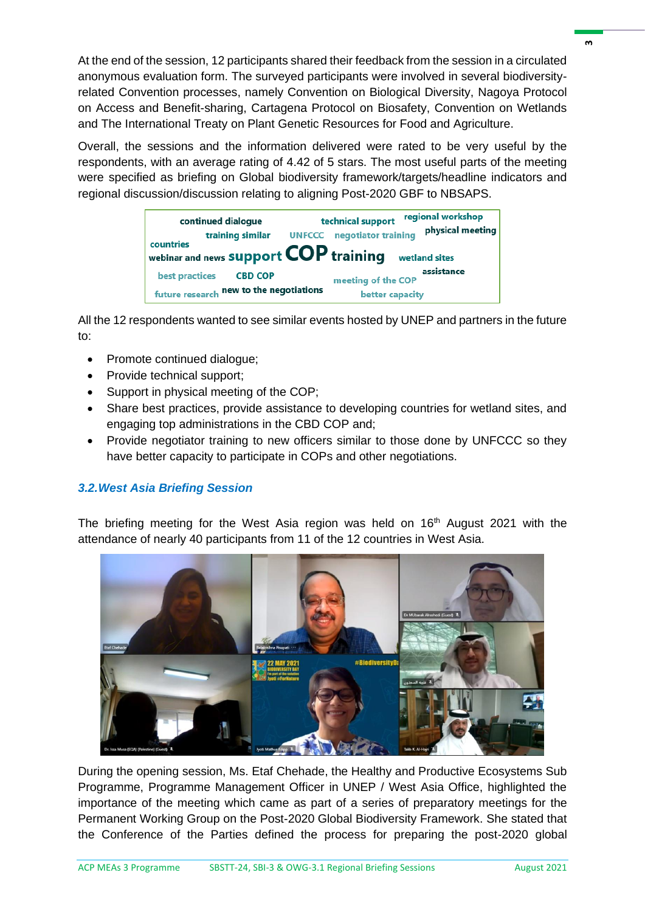At the end of the session, 12 participants shared their feedback from the session in a circulated anonymous evaluation form. The surveyed participants were involved in several biodiversity-related Convention processes, namely Convention on Biological Diversity, Nagoya Protocol on Access and Benefit-sharing, Cartagena Protocol on Biosafety, Convention on Wetlands and The International Treaty on Plant Genetic Resources for Food and Agriculture.

Overall, the sessions and the information delivered were rated to be very useful by the respondents, with an average rating of 4.42 of 5 stars. The most useful parts of the meeting were specified as briefing on Global biodiversity framework/targets/headline indicators and regional discussion/discussion relating to aligning Post-2020 GBF to NBSAPS.

All the 12 respondents wanted to see similar events hosted by UNEP and partners in the future to:

- Promote continued dialogue;
- Provide technical support;
- Support in physical meeting of the COP;
- Share best practices, provide assistance to developing countries for wetland sites, and engaging top administrations in the CBD COP and;
- Provide negotiator training to new officers similar to those done by UNFCCC so they have better capacity to participate in COPs and other negotiations.

### *3.2. West Asia Briefing Session*

The briefing meeting for the West Asia region was held on 16th August 2021 with the attendance of nearly 40 participants from 11 of the 12 countries in West Asia.

During the opening session, Ms. Etaf Chehade, the Healthy and Productive Ecosystems Sub Programme, Programme Management Officer in UNEP / West Asia Office, highlighted the importance of the meeting which came as part of a series of preparatory meetings for the Permanent Working Group on the Post-2020 Global Biodiversity Framework. She stated that the Conference of the Parties defined the process for preparing the post-2020 global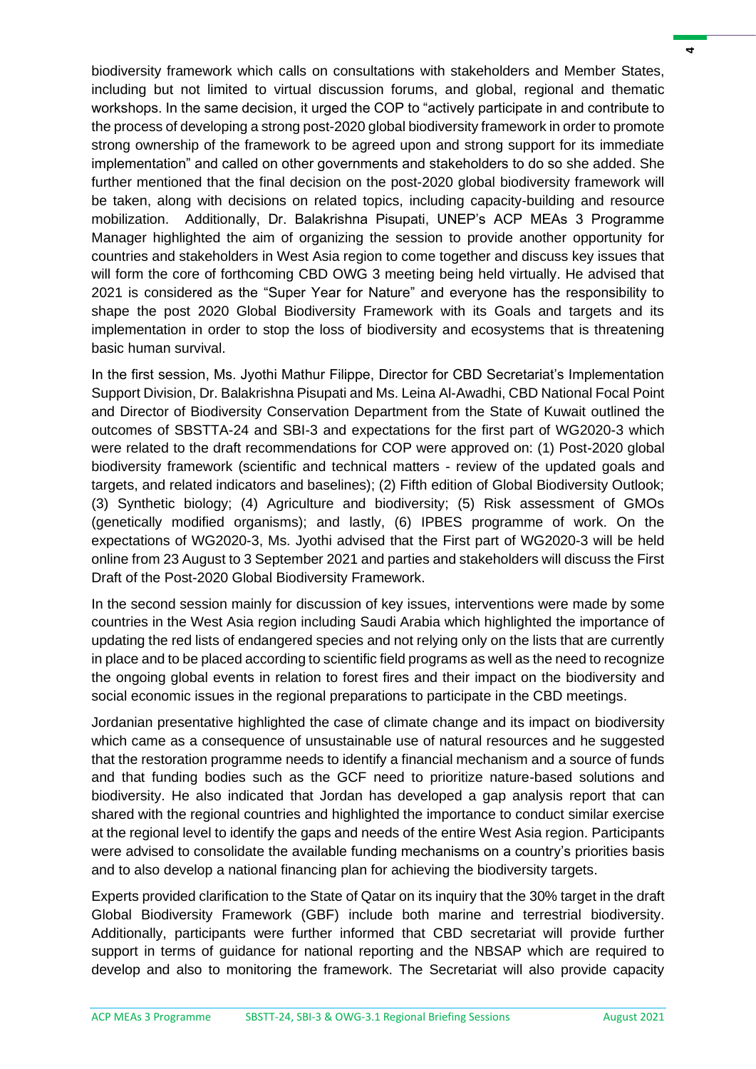biodiversity framework which calls on consultations with stakeholders and Member States, including but not limited to virtual discussion forums, and global, regional and thematic workshops. In the same decision, it urged the COP to "actively participate in and contribute to the process of developing a strong post-2020 global biodiversity framework in order to promote strong ownership of the framework to be agreed upon and strong support for its immediate implementation" and called on other governments and stakeholders to do so she added. She further mentioned that the final decision on the post-2020 global biodiversity framework will be taken, along with decisions on related topics, including capacity-building and resource mobilization. Additionally, Dr. Balakrishna Pisupati, UNEP's ACP MEAs 3 Programme Manager highlighted the aim of organizing the session to provide another opportunity for countries and stakeholders in West Asia region to come together and discuss key issues that will form the core of forthcoming CBD OWG 3 meeting being held virtually. He advised that 2021 is considered as the "Super Year for Nature" and everyone has the responsibility to shape the post 2020 Global Biodiversity Framework with its Goals and targets and its implementation in order to stop the loss of biodiversity and ecosystems that is threatening basic human survival.

In the first session, Ms. Jyothi Mathur Filippe, Director for CBD Secretariat's Implementation Support Division, Dr. Balakrishna Pisupati and Ms. Leina Al-Awadhi, CBD National Focal Point and Director of Biodiversity Conservation Department from the State of Kuwait outlined the outcomes of SBSTTA-24 and SBI-3 and expectations for the first part of WG2020-3 which were related to the draft recommendations for COP were approved on: (1) Post-2020 global biodiversity framework (scientific and technical matters - review of the updated goals and targets, and related indicators and baselines); (2) Fifth edition of Global Biodiversity Outlook; (3) Synthetic biology; (4) Agriculture and biodiversity; (5) Risk assessment of GMOs (genetically modified organisms); and lastly, (6) IPBES programme of work. On the expectations of WG2020-3, Ms. Jyothi advised that the First part of WG2020-3 will be held online from 23 August to 3 September 2021 and parties and stakeholders will discuss the First Draft of the Post-2020 Global Biodiversity Framework.

In the second session mainly for discussion of key issues, interventions were made by some countries in the West Asia region including Saudi Arabia which highlighted the importance of updating the red lists of endangered species and not relying only on the lists that are currently in place and to be placed according to scientific field programs as well as the need to recognize the ongoing global events in relation to forest fires and their impact on the biodiversity and social economic issues in the regional preparations to participate in the CBD meetings.

Jordanian presentative highlighted the case of climate change and its impact on biodiversity which came as a consequence of unsustainable use of natural resources and he suggested that the restoration programme needs to identify a financial mechanism and a source of funds and that funding bodies such as the GCF need to prioritize nature-based solutions and biodiversity. He also indicated that Jordan has developed a gap analysis report that can shared with the regional countries and highlighted the importance to conduct similar exercise at the regional level to identify the gaps and needs of the entire West Asia region. Participants were advised to consolidate the available funding mechanisms on a country's priorities basis and to also develop a national financing plan for achieving the biodiversity targets.

Experts provided clarification to the State of Qatar on its inquiry that the 30% target in the draft Global Biodiversity Framework (GBF) include both marine and terrestrial biodiversity. Additionally, participants were further informed that CBD secretariat will provide further support in terms of guidance for national reporting and the NBSAP which are required to develop and also to monitoring the framework. The Secretariat will also provide capacity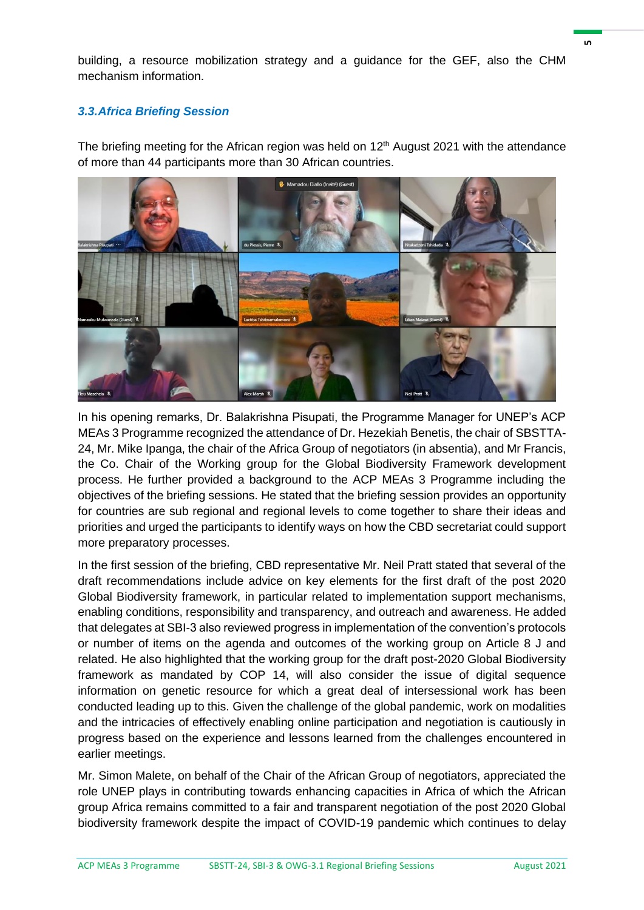building, a resource mobilization strategy and a guidance for the GEF, also the CHM mechanism information.

### *3.3.Africa Briefing Session*

The briefing meeting for the African region was held on 12th August 2021 with the attendance of more than 44 participants more than 30 African countries.

In his opening remarks, Dr. Balakrishna Pisupati, the Programme Manager for UNEP's ACP MEAs 3 Programme recognized the attendance of Dr. Hezekiah Benetis, the chair of SBSTTA-24, Mr. Mike Ipanga, the chair of the Africa Group of negotiators (in absentia), and Mr Francis, the Co. Chair of the Working group for the Global Biodiversity Framework development process. He further provided a background to the ACP MEAs 3 Programme including the objectives of the briefing sessions. He stated that the briefing session provides an opportunity for countries are sub regional and regional levels to come together to share their ideas and priorities and urged the participants to identify ways on how the CBD secretariat could support more preparatory processes.

In the first session of the briefing, CBD representative Mr. Neil Pratt stated that several of the draft recommendations include advice on key elements for the first draft of the post 2020 Global Biodiversity framework, in particular related to implementation support mechanisms, enabling conditions, responsibility and transparency, and outreach and awareness. He added that delegates at SBI-3 also reviewed progress in implementation of the convention's protocols or number of items on the agenda and outcomes of the working group on Article 8 J and related. He also highlighted that the working group for the draft post-2020 Global Biodiversity framework as mandated by COP 14, will also consider the issue of digital sequence information on genetic resource for which a great deal of intersessional work has been conducted leading up to this. Given the challenge of the global pandemic, work on modalities and the intricacies of effectively enabling online participation and negotiation is cautiously in progress based on the experience and lessons learned from the challenges encountered in earlier meetings.

Mr. Simon Malete, on behalf of the Chair of the African Group of negotiators, appreciated the role UNEP plays in contributing towards enhancing capacities in Africa of which the African group Africa remains committed to a fair and transparent negotiation of the post 2020 Global biodiversity framework despite the impact of COVID-19 pandemic which continues to delay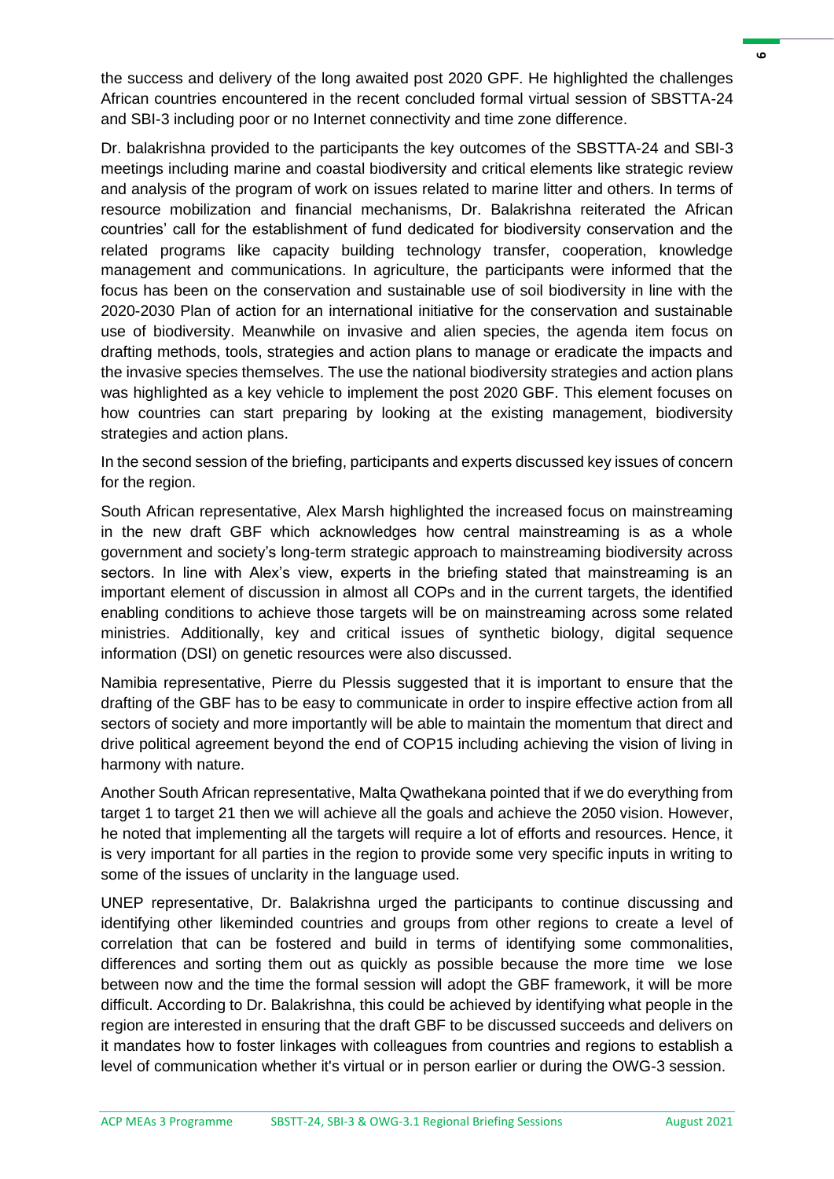the success and delivery of the long awaited post 2020 GPF. He highlighted the challenges African countries encountered in the recent concluded formal virtual session of SBSTTA-24 and SBI-3 including poor or no Internet connectivity and time zone difference.

Dr. balakrishna provided to the participants the key outcomes of the SBSTTA-24 and SBI-3 meetings including marine and coastal biodiversity and critical elements like strategic review and analysis of the program of work on issues related to marine litter and others. In terms of resource mobilization and financial mechanisms, Dr. Balakrishna reiterated the African countries' call for the establishment of fund dedicated for biodiversity conservation and the related programs like capacity building technology transfer, cooperation, knowledge management and communications. In agriculture, the participants were informed that the focus has been on the conservation and sustainable use of soil biodiversity in line with the 2020-2030 Plan of action for an international initiative for the conservation and sustainable use of biodiversity. Meanwhile on invasive and alien species, the agenda item focus on drafting methods, tools, strategies and action plans to manage or eradicate the impacts and the invasive species themselves. The use the national biodiversity strategies and action plans was highlighted as a key vehicle to implement the post 2020 GBF. This element focuses on how countries can start preparing by looking at the existing management, biodiversity strategies and action plans.

In the second session of the briefing, participants and experts discussed key issues of concern for the region.

South African representative, Alex Marsh highlighted the increased focus on mainstreaming in the new draft GBF which acknowledges how central mainstreaming is as a whole government and society's long-term strategic approach to mainstreaming biodiversity across sectors. In line with Alex's view, experts in the briefing stated that mainstreaming is an important element of discussion in almost all COPs and in the current targets, the identified enabling conditions to achieve those targets will be on mainstreaming across some related ministries. Additionally, key and critical issues of synthetic biology, digital sequence information (DSI) on genetic resources were also discussed.

Namibia representative, Pierre du Plessis suggested that it is important to ensure that the drafting of the GBF has to be easy to communicate in order to inspire effective action from all sectors of society and more importantly will be able to maintain the momentum that direct and drive political agreement beyond the end of COP15 including achieving the vision of living in harmony with nature.

Another South African representative, Malta Qwathekana pointed that if we do everything from target 1 to target 21 then we will achieve all the goals and achieve the 2050 vision. However, he noted that implementing all the targets will require a lot of efforts and resources. Hence, it is very important for all parties in the region to provide some very specific inputs in writing to some of the issues of unclarity in the language used.

UNEP representative, Dr. Balakrishna urged the participants to continue discussing and identifying other likeminded countries and groups from other regions to create a level of correlation that can be fostered and build in terms of identifying some commonalities, differences and sorting them out as quickly as possible because the more time we lose between now and the time the formal session will adopt the GBF framework, it will be more difficult. According to Dr. Balakrishna, this could be achieved by identifying what people in the region are interested in ensuring that the draft GBF to be discussed succeeds and delivers on it mandates how to foster linkages with colleagues from countries and regions to establish a level of communication whether it's virtual or in person earlier or during the OWG-3 session.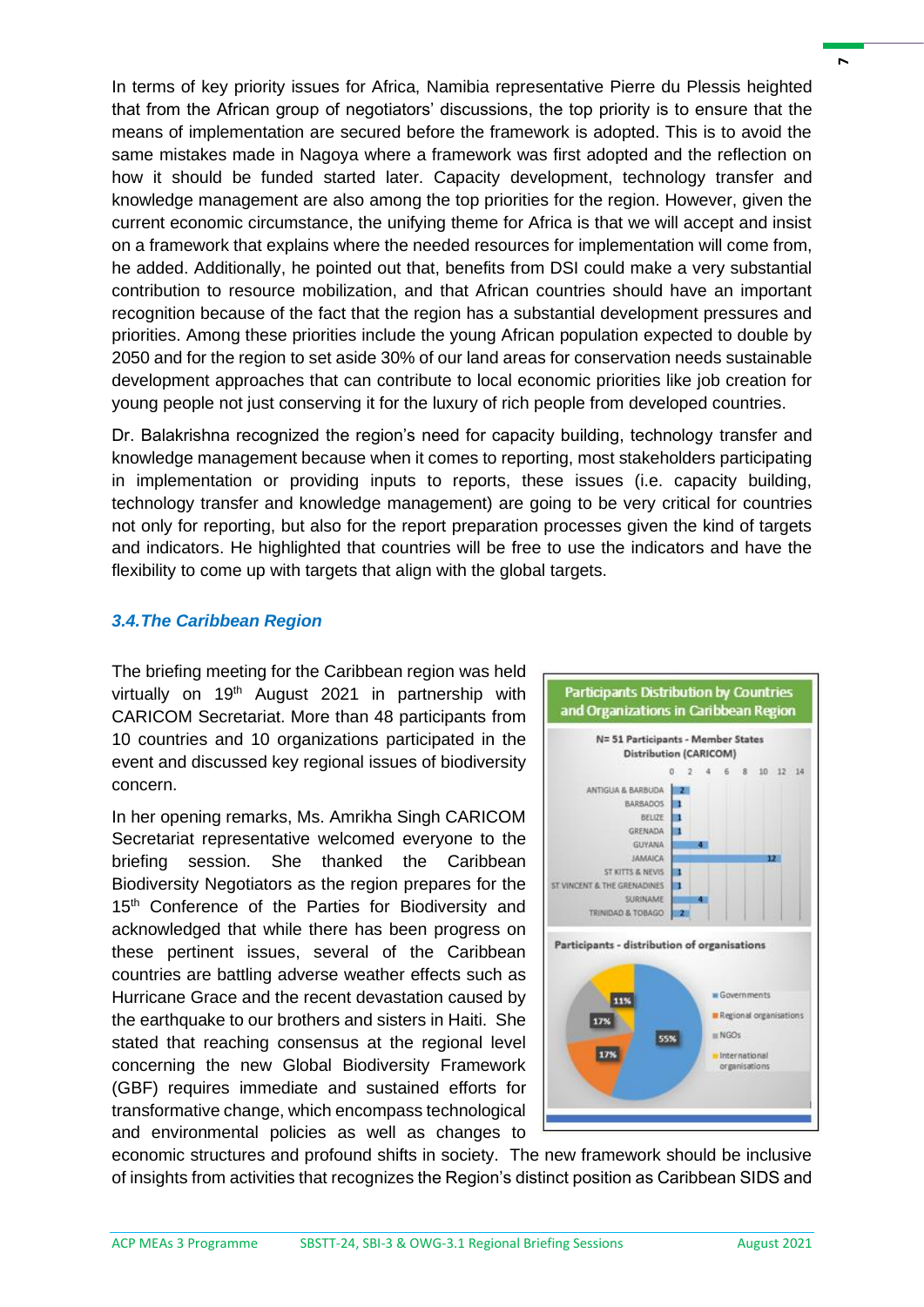In terms of key priority issues for Africa, Namibia representative Pierre du Plessis heighted that from the African group of negotiators' discussions, the top priority is to ensure that the means of implementation are secured before the framework is adopted. This is to avoid the same mistakes made in Nagoya where a framework was first adopted and the reflection on how it should be funded started later. Capacity development, technology transfer and knowledge management are also among the top priorities for the region. However, given the current economic circumstance, the unifying theme for Africa is that we will accept and insist on a framework that explains where the needed resources for implementation will come from, he added. Additionally, he pointed out that, benefits from DSI could make a very substantial contribution to resource mobilization, and that African countries should have an important recognition because of the fact that the region has a substantial development pressures and priorities. Among these priorities include the young African population expected to double by 2050 and for the region to set aside 30% of our land areas for conservation needs sustainable development approaches that can contribute to local economic priorities like job creation for young people not just conserving it for the luxury of rich people from developed countries.

Dr. Balakrishna recognized the region's need for capacity building, technology transfer and knowledge management because when it comes to reporting, most stakeholders participating in implementation or providing inputs to reports, these issues (i.e. capacity building, technology transfer and knowledge management) are going to be very critical for countries not only for reporting, but also for the report preparation processes given the kind of targets and indicators. He highlighted that countries will be free to use the indicators and have the flexibility to come up with targets that align with the global targets.

### *3.4. The Caribbean Region*

The briefing meeting for the Caribbean region was held virtually on 19th August 2021 in partnership with CARICOM Secretariat. More than 48 participants from 10 countries and 10 organizations participated in the event and discussed key regional issues of biodiversity concern.

In her opening remarks, Ms. Amrikha Singh CARICOM Secretariat representative welcomed everyone to the briefing session. She thanked the Caribbean Biodiversity Negotiators as the region prepares for the 15th Conference of the Parties for Biodiversity and acknowledged that while there has been progress on these pertinent issues, several of the Caribbean countries are battling adverse weather effects such as Hurricane Grace and the recent devastation caused by the earthquake to our brothers and sisters in Haiti. She stated that reaching consensus at the regional level concerning the new Global Biodiversity Framework (GBF) requires immediate and sustained efforts for transformative change, which encompass technological and environmental policies as well as changes to economic structures and profound shifts in society. The new framework should be inclusive of insights from activities that recognizes the Region's distinct position as Caribbean SIDS and

**Participants Distribution by Countries and Organizations in Caribbean Region**

N= 51 Participants - Member States Distribution (CARICOM)

| Country | Participants |
|---|---|
| ANTIGUA & BARBUDA | 2 |
| BARBADOS | 1 |
| BELIZE | 1 |
| GRENADA | 1 |
| GUYANA | 4 |
| JAMAICA | 12 |
| ST KITTS & NEVIS | 1 |
| ST VINCENT & THE GRENADINES | 1 |
| SURINAME | 4 |
| TRINIDAD & TOBAGO | 2 |

Participants - distribution of organisations

| Organisation type | Share |
|---|---|
| Governments | 55% |
| Regional organisations | 17% |
| NGOs | 17% |
| International organisations | 11% |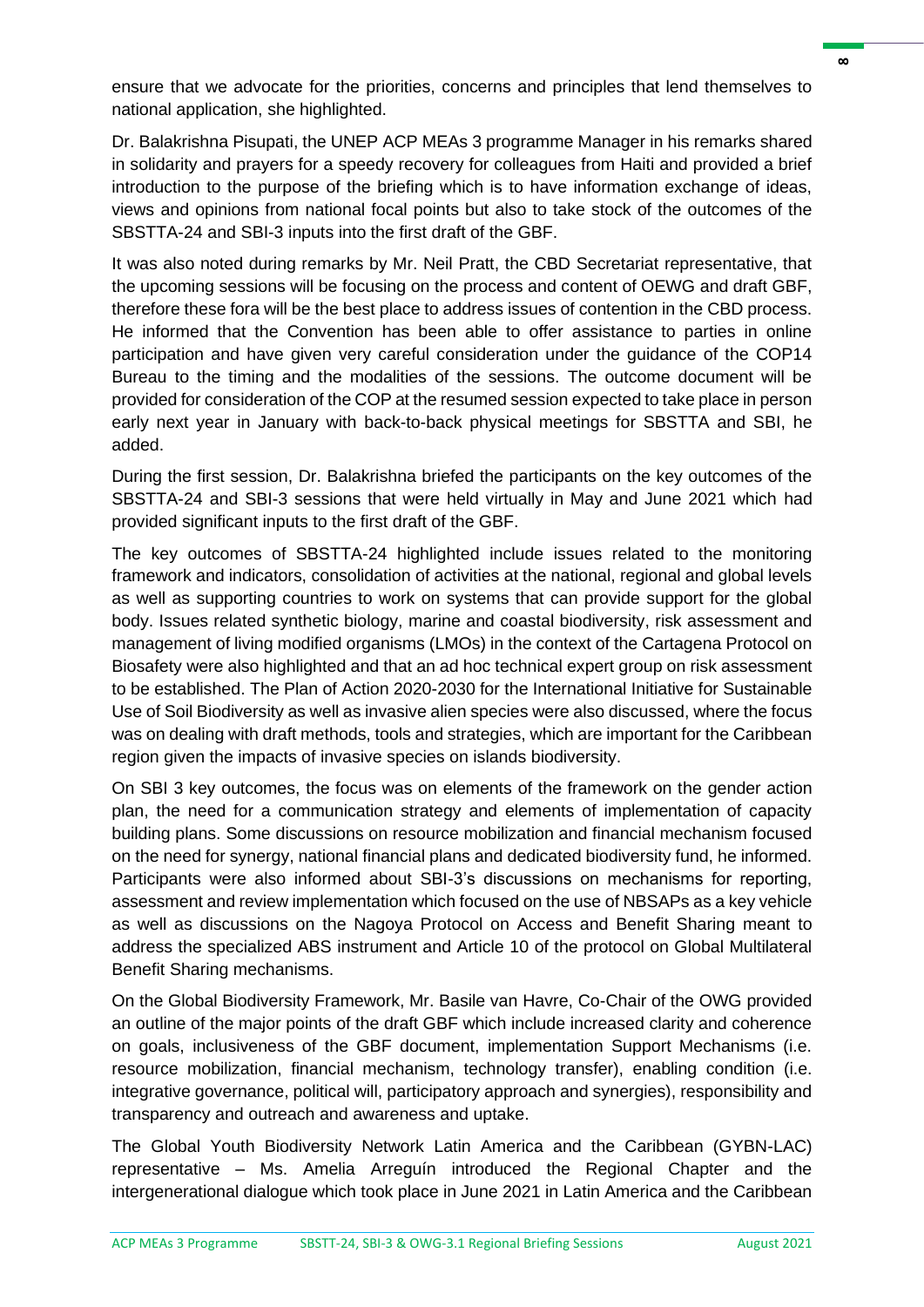ensure that we advocate for the priorities, concerns and principles that lend themselves to national application, she highlighted.

Dr. Balakrishna Pisupati, the UNEP ACP MEAs 3 programme Manager in his remarks shared in solidarity and prayers for a speedy recovery for colleagues from Haiti and provided a brief introduction to the purpose of the briefing which is to have information exchange of ideas, views and opinions from national focal points but also to take stock of the outcomes of the SBSTTA-24 and SBI-3 inputs into the first draft of the GBF.

It was also noted during remarks by Mr. Neil Pratt, the CBD Secretariat representative, that the upcoming sessions will be focusing on the process and content of OEWG and draft GBF, therefore these fora will be the best place to address issues of contention in the CBD process. He informed that the Convention has been able to offer assistance to parties in online participation and have given very careful consideration under the guidance of the COP14 Bureau to the timing and the modalities of the sessions. The outcome document will be provided for consideration of the COP at the resumed session expected to take place in person early next year in January with back-to-back physical meetings for SBSTTA and SBI, he added.

During the first session, Dr. Balakrishna briefed the participants on the key outcomes of the SBSTTA-24 and SBI-3 sessions that were held virtually in May and June 2021 which had provided significant inputs to the first draft of the GBF.

The key outcomes of SBSTTA-24 highlighted include issues related to the monitoring framework and indicators, consolidation of activities at the national, regional and global levels as well as supporting countries to work on systems that can provide support for the global body. Issues related synthetic biology, marine and coastal biodiversity, risk assessment and management of living modified organisms (LMOs) in the context of the Cartagena Protocol on Biosafety were also highlighted and that an ad hoc technical expert group on risk assessment to be established. The Plan of Action 2020-2030 for the International Initiative for Sustainable Use of Soil Biodiversity as well as invasive alien species were also discussed, where the focus was on dealing with draft methods, tools and strategies, which are important for the Caribbean region given the impacts of invasive species on islands biodiversity.

On SBI 3 key outcomes, the focus was on elements of the framework on the gender action plan, the need for a communication strategy and elements of implementation of capacity building plans. Some discussions on resource mobilization and financial mechanism focused on the need for synergy, national financial plans and dedicated biodiversity fund, he informed. Participants were also informed about SBI-3's discussions on mechanisms for reporting, assessment and review implementation which focused on the use of NBSAPs as a key vehicle as well as discussions on the Nagoya Protocol on Access and Benefit Sharing meant to address the specialized ABS instrument and Article 10 of the protocol on Global Multilateral Benefit Sharing mechanisms.

On the Global Biodiversity Framework, Mr. Basile van Havre, Co-Chair of the OWG provided an outline of the major points of the draft GBF which include increased clarity and coherence on goals, inclusiveness of the GBF document, implementation Support Mechanisms (i.e. resource mobilization, financial mechanism, technology transfer), enabling condition (i.e. integrative governance, political will, participatory approach and synergies), responsibility and transparency and outreach and awareness and uptake.

The Global Youth Biodiversity Network Latin America and the Caribbean (GYBN-LAC) representative – Ms. Amelia Arreguín introduced the Regional Chapter and the intergenerational dialogue which took place in June 2021 in Latin America and the Caribbean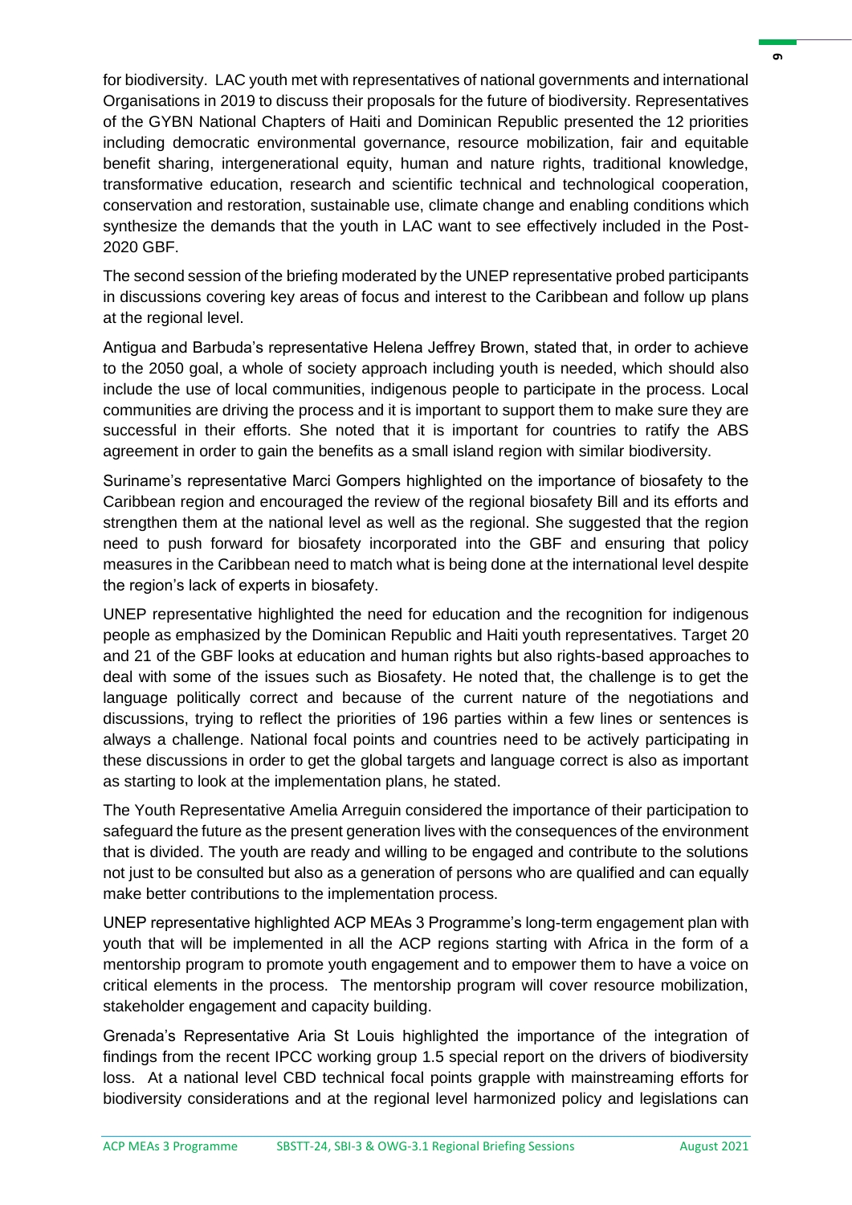for biodiversity. LAC youth met with representatives of national governments and international Organisations in 2019 to discuss their proposals for the future of biodiversity. Representatives of the GYBN National Chapters of Haiti and Dominican Republic presented the 12 priorities including democratic environmental governance, resource mobilization, fair and equitable benefit sharing, intergenerational equity, human and nature rights, traditional knowledge, transformative education, research and scientific technical and technological cooperation, conservation and restoration, sustainable use, climate change and enabling conditions which synthesize the demands that the youth in LAC want to see effectively included in the Post-2020 GBF.

The second session of the briefing moderated by the UNEP representative probed participants in discussions covering key areas of focus and interest to the Caribbean and follow up plans at the regional level.

Antigua and Barbuda's representative Helena Jeffrey Brown, stated that, in order to achieve to the 2050 goal, a whole of society approach including youth is needed, which should also include the use of local communities, indigenous people to participate in the process. Local communities are driving the process and it is important to support them to make sure they are successful in their efforts. She noted that it is important for countries to ratify the ABS agreement in order to gain the benefits as a small island region with similar biodiversity.

Suriname's representative Marci Gompers highlighted on the importance of biosafety to the Caribbean region and encouraged the review of the regional biosafety Bill and its efforts and strengthen them at the national level as well as the regional. She suggested that the region need to push forward for biosafety incorporated into the GBF and ensuring that policy measures in the Caribbean need to match what is being done at the international level despite the region's lack of experts in biosafety.

UNEP representative highlighted the need for education and the recognition for indigenous people as emphasized by the Dominican Republic and Haiti youth representatives. Target 20 and 21 of the GBF looks at education and human rights but also rights-based approaches to deal with some of the issues such as Biosafety. He noted that, the challenge is to get the language politically correct and because of the current nature of the negotiations and discussions, trying to reflect the priorities of 196 parties within a few lines or sentences is always a challenge. National focal points and countries need to be actively participating in these discussions in order to get the global targets and language correct is also as important as starting to look at the implementation plans, he stated.

The Youth Representative Amelia Arreguin considered the importance of their participation to safeguard the future as the present generation lives with the consequences of the environment that is divided. The youth are ready and willing to be engaged and contribute to the solutions not just to be consulted but also as a generation of persons who are qualified and can equally make better contributions to the implementation process.

UNEP representative highlighted ACP MEAs 3 Programme's long-term engagement plan with youth that will be implemented in all the ACP regions starting with Africa in the form of a mentorship program to promote youth engagement and to empower them to have a voice on critical elements in the process. The mentorship program will cover resource mobilization, stakeholder engagement and capacity building.

Grenada's Representative Aria St Louis highlighted the importance of the integration of findings from the recent IPCC working group 1.5 special report on the drivers of biodiversity loss. At a national level CBD technical focal points grapple with mainstreaming efforts for biodiversity considerations and at the regional level harmonized policy and legislations can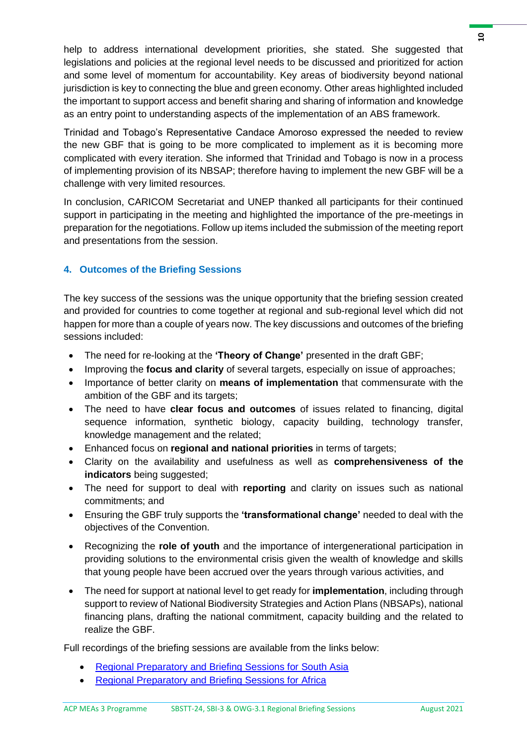help to address international development priorities, she stated. She suggested that legislations and policies at the regional level needs to be discussed and prioritized for action and some level of momentum for accountability. Key areas of biodiversity beyond national jurisdiction is key to connecting the blue and green economy. Other areas highlighted included the important to support access and benefit sharing and sharing of information and knowledge as an entry point to understanding aspects of the implementation of an ABS framework.

Trinidad and Tobago's Representative Candace Amoroso expressed the needed to review the new GBF that is going to be more complicated to implement as it is becoming more complicated with every iteration. She informed that Trinidad and Tobago is now in a process of implementing provision of its NBSAP; therefore having to implement the new GBF will be a challenge with very limited resources.

In conclusion, CARICOM Secretariat and UNEP thanked all participants for their continued support in participating in the meeting and highlighted the importance of the pre-meetings in preparation for the negotiations. Follow up items included the submission of the meeting report and presentations from the session.

## 4. Outcomes of the Briefing Sessions

The key success of the sessions was the unique opportunity that the briefing session created and provided for countries to come together at regional and sub-regional level which did not happen for more than a couple of years now. The key discussions and outcomes of the briefing sessions included:

- The need for re-looking at the **'Theory of Change'** presented in the draft GBF;
- Improving the **focus and clarity** of several targets, especially on issue of approaches;
- Importance of better clarity on **means of implementation** that commensurate with the ambition of the GBF and its targets;
- The need to have **clear focus and outcomes** of issues related to financing, digital sequence information, synthetic biology, capacity building, technology transfer, knowledge management and the related;
- Enhanced focus on **regional and national priorities** in terms of targets;
- Clarity on the availability and usefulness as well as **comprehensiveness of the indicators** being suggested;
- The need for support to deal with **reporting** and clarity on issues such as national commitments; and
- Ensuring the GBF truly supports the **'transformational change'** needed to deal with the objectives of the Convention.
- Recognizing the **role of youth** and the importance of intergenerational participation in providing solutions to the environmental crisis given the wealth of knowledge and skills that young people have been accrued over the years through various activities, and
- The need for support at national level to get ready for **implementation**, including through support to review of National Biodiversity Strategies and Action Plans (NBSAPs), national financing plans, drafting the national commitment, capacity building and the related to realize the GBF.

Full recordings of the briefing sessions are available from the links below:

- Regional Preparatory and Briefing Sessions for South Asia
- Regional Preparatory and Briefing Sessions for Africa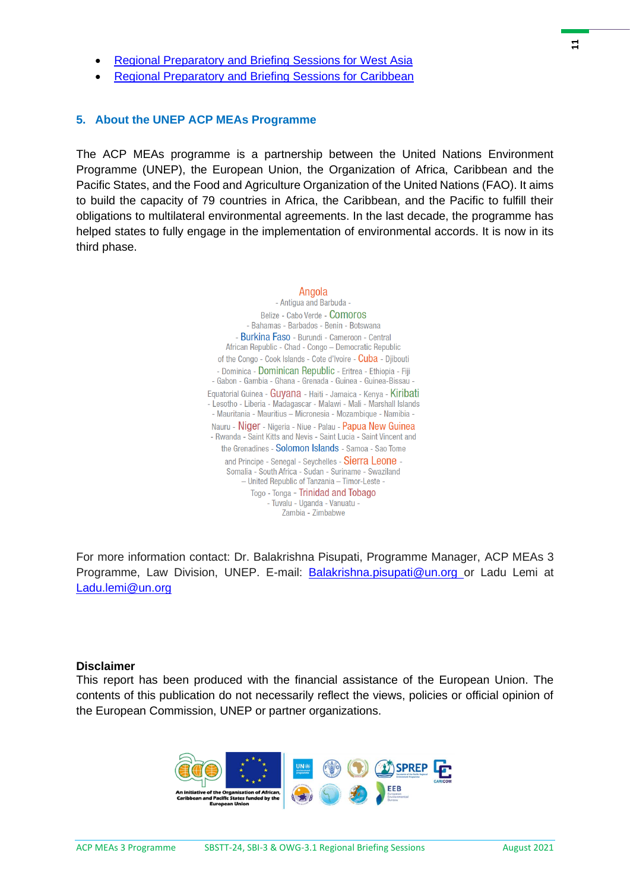- [Regional Preparatory and Briefing Sessions for West Asia]
- [Regional Preparatory and Briefing Sessions for Caribbean]

## 5. About the UNEP ACP MEAs Programme

The ACP MEAs programme is a partnership between the United Nations Environment Programme (UNEP), the European Union, the Organization of Africa, Caribbean and the Pacific States, and the Food and Agriculture Organization of the United Nations (FAO). It aims to build the capacity of 79 countries in Africa, the Caribbean, and the Pacific to fulfill their obligations to multilateral environmental agreements. In the last decade, the programme has helped states to fully engage in the implementation of environmental accords. It is now in its third phase.

Angola - Antigua and Barbuda - Belize - Cabo Verde - Comoros - Bahamas - Barbados - Benin - Botswana - Burkina Faso - Burundi - Cameroon - Central African Republic - Chad - Congo – Democratic Republic of the Congo - Cook Islands - Cote d'Ivoire - Cuba - Djibouti - Dominica - Dominican Republic - Eritrea - Ethiopia - Fiji - Gabon - Gambia - Ghana - Grenada - Guinea - Guinea-Bissau - Equatorial Guinea - Guyana - Haiti - Jamaica - Kenya - Kiribati - Lesotho - Liberia - Madagascar - Malawi - Mali - Marshall Islands - Mauritania - Mauritius – Micronesia - Mozambique - Namibia - Nauru - Niger - Nigeria - Niue - Palau - Papua New Guinea - Rwanda - Saint Kitts and Nevis - Saint Lucia - Saint Vincent and the Grenadines - Solomon Islands - Samoa - Sao Tome and Principe - Senegal - Seychelles - Sierra Leone - Somalia - South Africa - Sudan - Suriname - Swaziland – United Republic of Tanzania – Timor-Leste - Togo - Tonga - Trinidad and Tobago - Tuvalu - Uganda - Vanuatu - Zambia - Zimbabwe

For more information contact: Dr. Balakrishna Pisupati, Programme Manager, ACP MEAs 3 Programme, Law Division, UNEP. E-mail: Balakrishna.pisupati@un.org or Ladu Lemi at Ladu.lemi@un.org

**Disclaimer**

This report has been produced with the financial assistance of the European Union. The contents of this publication do not necessarily reflect the views, policies or official opinion of the European Commission, UNEP or partner organizations.

An initiative of the Organisation of African, Caribbean and Pacific States funded by the European Union